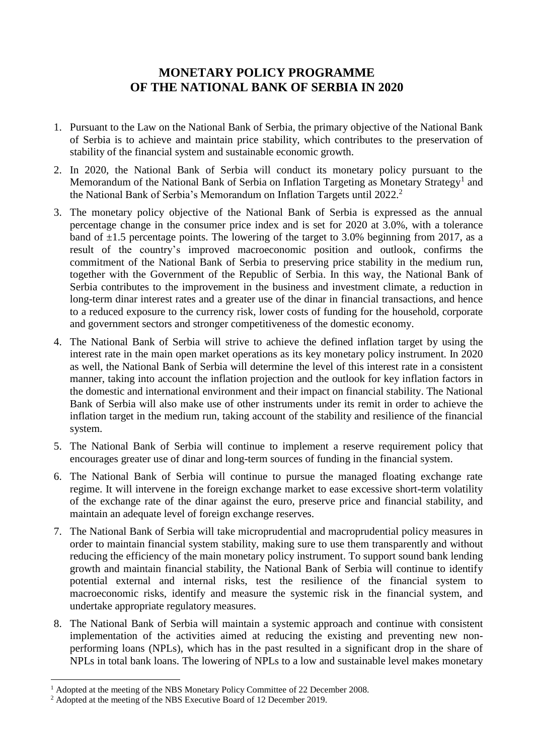# MONETARY POLICY PROGRAMME OF THE NATIONAL BANK OF SERBIA IN 2020

1. Pursuant to the Law on the National Bank of Serbia, the primary objective of the National Bank of Serbia is to achieve and maintain price stability, which contributes to the preservation of stability of the financial system and sustainable economic growth.

2. In 2020, the National Bank of Serbia will conduct its monetary policy pursuant to the Memorandum of the National Bank of Serbia on Inflation Targeting as Monetary Strategy[1] and the National Bank of Serbia's Memorandum on Inflation Targets until 2022.[2]

3. The monetary policy objective of the National Bank of Serbia is expressed as the annual percentage change in the consumer price index and is set for 2020 at 3.0%, with a tolerance band of ±1.5 percentage points. The lowering of the target to 3.0% beginning from 2017, as a result of the country's improved macroeconomic position and outlook, confirms the commitment of the National Bank of Serbia to preserving price stability in the medium run, together with the Government of the Republic of Serbia. In this way, the National Bank of Serbia contributes to the improvement in the business and investment climate, a reduction in long-term dinar interest rates and a greater use of the dinar in financial transactions, and hence to a reduced exposure to the currency risk, lower costs of funding for the household, corporate and government sectors and stronger competitiveness of the domestic economy.

4. The National Bank of Serbia will strive to achieve the defined inflation target by using the interest rate in the main open market operations as its key monetary policy instrument. In 2020 as well, the National Bank of Serbia will determine the level of this interest rate in a consistent manner, taking into account the inflation projection and the outlook for key inflation factors in the domestic and international environment and their impact on financial stability. The National Bank of Serbia will also make use of other instruments under its remit in order to achieve the inflation target in the medium run, taking account of the stability and resilience of the financial system.

5. The National Bank of Serbia will continue to implement a reserve requirement policy that encourages greater use of dinar and long-term sources of funding in the financial system.

6. The National Bank of Serbia will continue to pursue the managed floating exchange rate regime. It will intervene in the foreign exchange market to ease excessive short-term volatility of the exchange rate of the dinar against the euro, preserve price and financial stability, and maintain an adequate level of foreign exchange reserves.

7. The National Bank of Serbia will take microprudential and macroprudential policy measures in order to maintain financial system stability, making sure to use them transparently and without reducing the efficiency of the main monetary policy instrument. To support sound bank lending growth and maintain financial stability, the National Bank of Serbia will continue to identify potential external and internal risks, test the resilience of the financial system to macroeconomic risks, identify and measure the systemic risk in the financial system, and undertake appropriate regulatory measures.

8. The National Bank of Serbia will maintain a systemic approach and continue with consistent implementation of the activities aimed at reducing the existing and preventing new non-performing loans (NPLs), which has in the past resulted in a significant drop in the share of NPLs in total bank loans. The lowering of NPLs to a low and sustainable level makes monetary

[1] Adopted at the meeting of the NBS Monetary Policy Committee of 22 December 2008.

[2] Adopted at the meeting of the NBS Executive Board of 12 December 2019.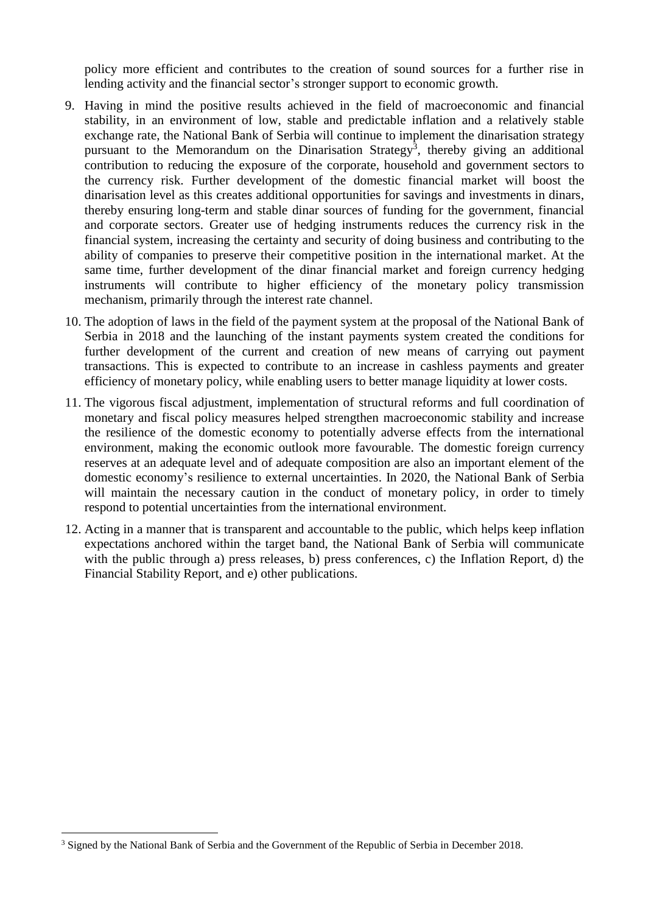policy more efficient and contributes to the creation of sound sources for a further rise in lending activity and the financial sector's stronger support to economic growth.

9. Having in mind the positive results achieved in the field of macroeconomic and financial stability, in an environment of low, stable and predictable inflation and a relatively stable exchange rate, the National Bank of Serbia will continue to implement the dinarisation strategy pursuant to the Memorandum on the Dinarisation Strategy[3], thereby giving an additional contribution to reducing the exposure of the corporate, household and government sectors to the currency risk. Further development of the domestic financial market will boost the dinarisation level as this creates additional opportunities for savings and investments in dinars, thereby ensuring long-term and stable dinar sources of funding for the government, financial and corporate sectors. Greater use of hedging instruments reduces the currency risk in the financial system, increasing the certainty and security of doing business and contributing to the ability of companies to preserve their competitive position in the international market. At the same time, further development of the dinar financial market and foreign currency hedging instruments will contribute to higher efficiency of the monetary policy transmission mechanism, primarily through the interest rate channel.

10. The adoption of laws in the field of the payment system at the proposal of the National Bank of Serbia in 2018 and the launching of the instant payments system created the conditions for further development of the current and creation of new means of carrying out payment transactions. This is expected to contribute to an increase in cashless payments and greater efficiency of monetary policy, while enabling users to better manage liquidity at lower costs.

11. The vigorous fiscal adjustment, implementation of structural reforms and full coordination of monetary and fiscal policy measures helped strengthen macroeconomic stability and increase the resilience of the domestic economy to potentially adverse effects from the international environment, making the economic outlook more favourable. The domestic foreign currency reserves at an adequate level and of adequate composition are also an important element of the domestic economy's resilience to external uncertainties. In 2020, the National Bank of Serbia will maintain the necessary caution in the conduct of monetary policy, in order to timely respond to potential uncertainties from the international environment.

12. Acting in a manner that is transparent and accountable to the public, which helps keep inflation expectations anchored within the target band, the National Bank of Serbia will communicate with the public through a) press releases, b) press conferences, c) the Inflation Report, d) the Financial Stability Report, and e) other publications.

[3] Signed by the National Bank of Serbia and the Government of the Republic of Serbia in December 2018.